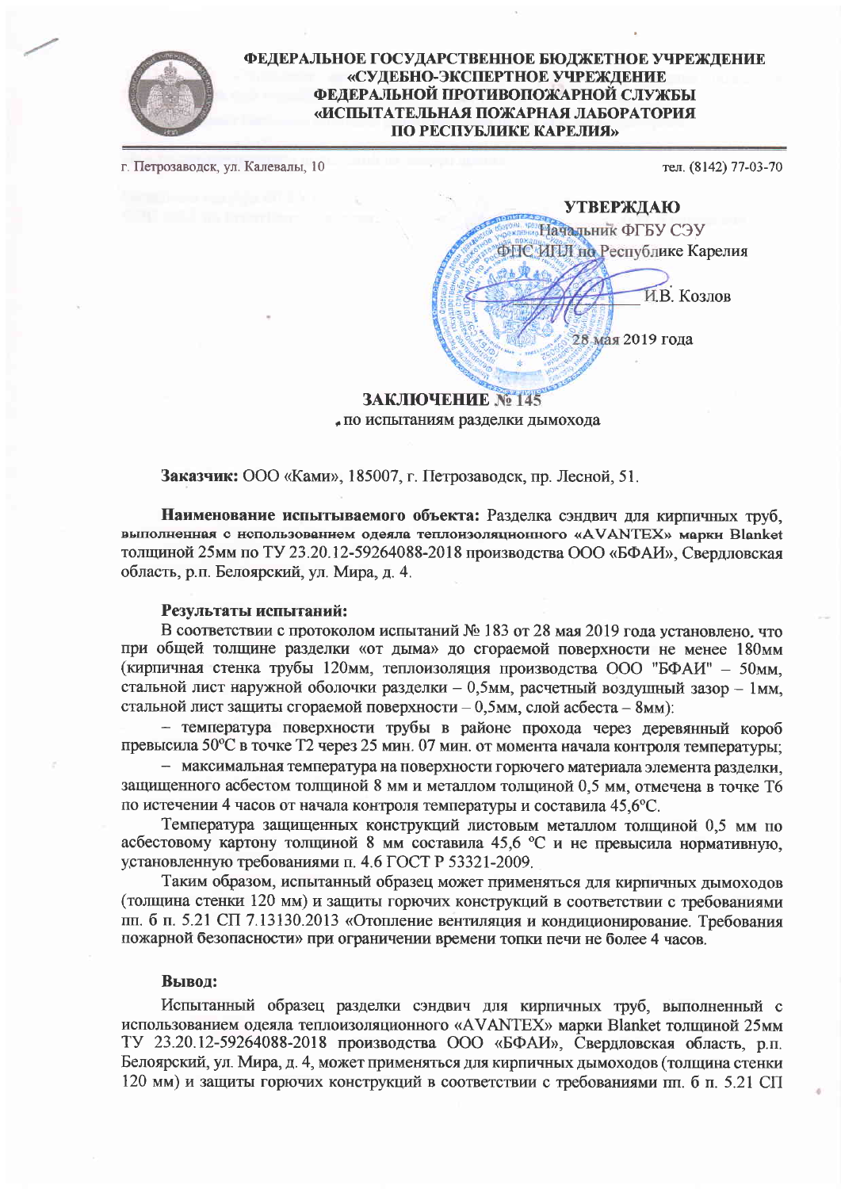**ФЕДЕРАЛЬНОЕ ГОСУДАРСТВЕННОЕ БЮДЖЕТНОЕ УЧРЕЖДЕНИЕ «СУДЕБНО-ЭКСПЕРТНОЕ УЧРЕЖДЕНИЕ ФЕДЕРАЛЬНОЙ ПРОТИВОПОЖАРНОЙ СЛУЖБЫ «ИСПЫТАТЕЛЬНАЯ ПОЖАРНАЯ ЛАБОРАТОРИЯ ПО РЕСПУБЛИКЕ КАРЕЛИЯ»**

г. Петрозаводск, ул. Калевалы, 10 тел. (8142) 77-03-70

**УТВЕРЖДАЮ**
Начальник ФГБУ СЭУ
ФПС ИПЛ по Республике Карелия

И.В. Козлов

28 мая 2019 года

## ЗАКЛЮЧЕНИЕ № 145

по испытаниям разделки дымохода

**Заказчик:** ООО «Ками», 185007, г. Петрозаводск, пр. Лесной, 51.

**Наименование испытываемого объекта:** Разделка сэндвич для кирпичных труб, выполненная с использованием одеяла теплоизоляционного «AVANTEX» марки Blanket толщиной 25мм по ТУ 23.20.12-59264088-2018 производства ООО «БФАИ», Свердловская область, р.п. Белоярский, ул. Мира, д. 4.

**Результаты испытаний:**

В соответствии с протоколом испытаний № 183 от 28 мая 2019 года установлено, что при общей толщине разделки «от дыма» до сгораемой поверхности не менее 180мм (кирпичная стенка трубы 120мм, теплоизоляция производства ООО "БФАИ" – 50мм, стальной лист наружной оболочки разделки – 0,5мм, расчетный воздушный зазор – 1мм, стальной лист защиты сгораемой поверхности – 0,5мм, слой асбеста – 8мм):

- температура поверхности трубы в районе прохода через деревянный короб превысила 50°С в точке Т2 через 25 мин. 07 мин. от момента начала контроля температуры;
- максимальная температура на поверхности горючего материала элемента разделки, защищенного асбестом толщиной 8 мм и металлом толщиной 0,5 мм, отмечена в точке Т6 по истечении 4 часов от начала контроля температуры и составила 45,6°С.

Температура защищенных конструкций листовым металлом толщиной 0,5 мм по асбестовому картону толщиной 8 мм составила 45,6 °С и не превысила нормативную, установленную требованиями п. 4.6 ГОСТ Р 53321-2009.

Таким образом, испытанный образец может применяться для кирпичных дымоходов (толщина стенки 120 мм) и защиты горючих конструкций в соответствии с требованиями пп. б п. 5.21 СП 7.13130.2013 «Отопление вентиляция и кондиционирование. Требования пожарной безопасности» при ограничении времени топки печи не более 4 часов.

**Вывод:**

Испытанный образец разделки сэндвич для кирпичных труб, выполненный с использованием одеяла теплоизоляционного «AVANTEX» марки Blanket толщиной 25мм ТУ 23.20.12-59264088-2018 производства ООО «БФАИ», Свердловская область, р.п. Белоярский, ул. Мира, д. 4, может применяться для кирпичных дымоходов (толщина стенки 120 мм) и защиты горючих конструкций в соответствии с требованиями пп. б п. 5.21 СП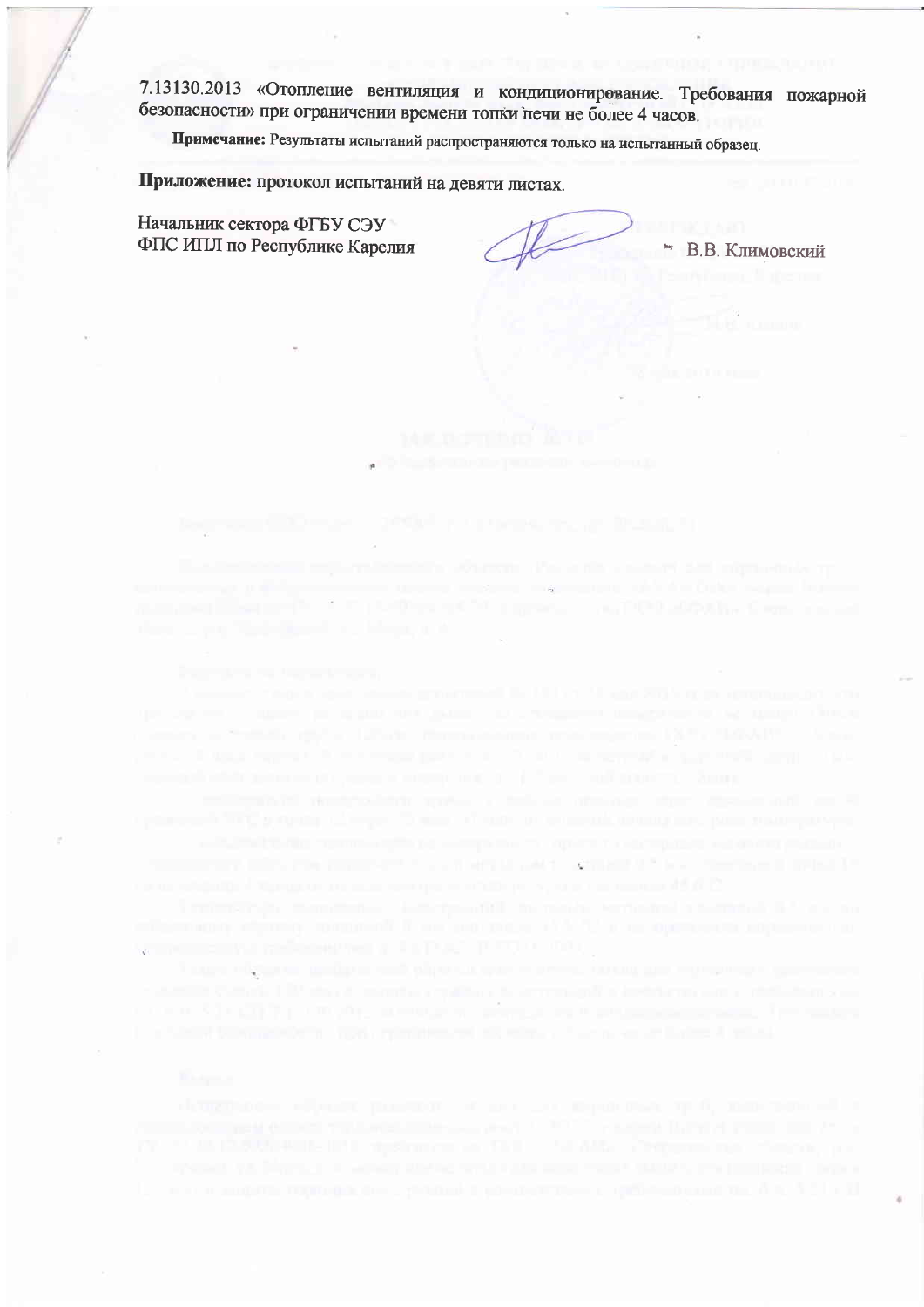7.13130.2013 «Отопление вентиляция и кондиционирование. Требования пожарной безопасности» при ограничении времени топки печи не более 4 часов.

**Примечание:** Результаты испытаний распространяются только на испытанный образец.

**Приложение:** протокол испытаний на девяти листах.

Начальник сектора ФГБУ СЭУ
ФПС ИПЛ по Республике Карелия — В.В. Климовский